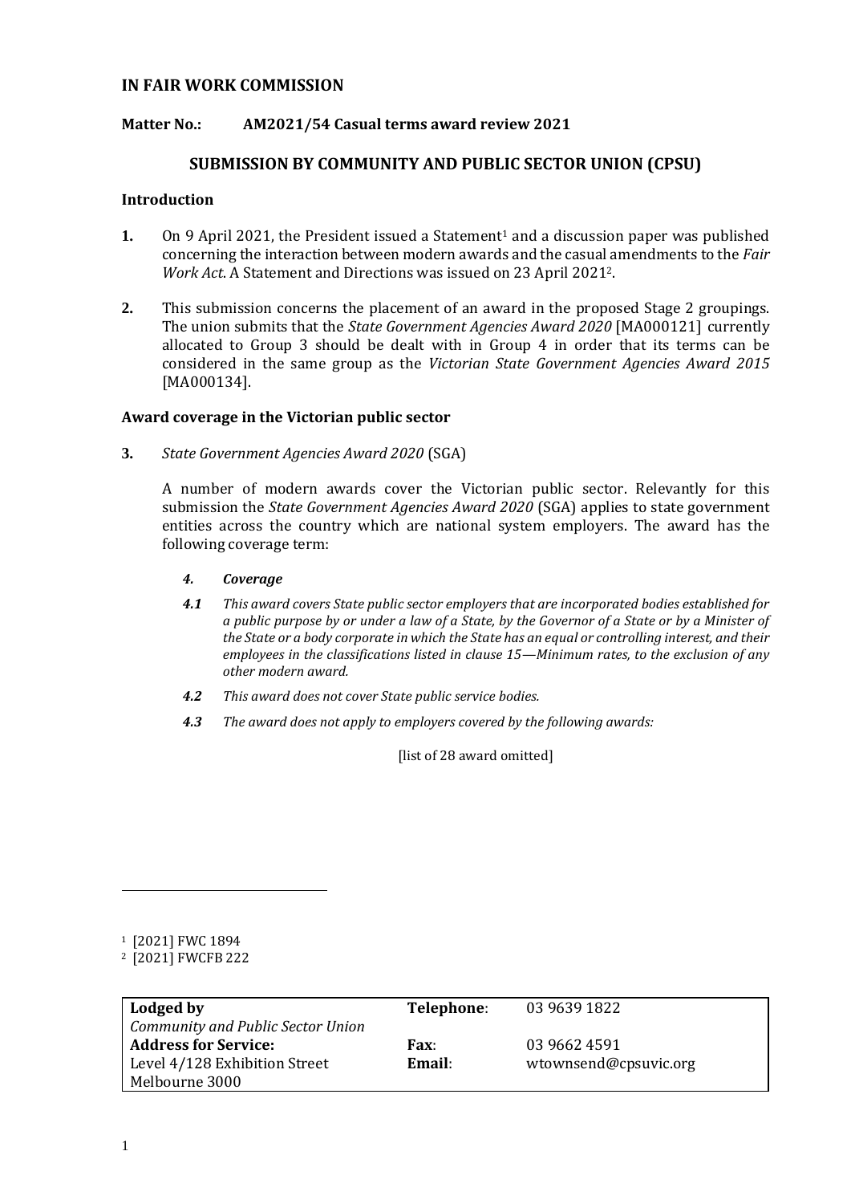**IN FAIR WORK COMMISSION**

**Matter No.: AM2021/54 Casual terms award review 2021**

## SUBMISSION BY COMMUNITY AND PUBLIC SECTOR UNION (CPSU)

### Introduction

**1.** On 9 April 2021, the President issued a Statement[1] and a discussion paper was published concerning the interaction between modern awards and the casual amendments to the *Fair Work Act*. A Statement and Directions was issued on 23 April 2021[2].

**2.** This submission concerns the placement of an award in the proposed Stage 2 groupings. The union submits that the *State Government Agencies Award 2020* [MA000121] currently allocated to Group 3 should be dealt with in Group 4 in order that its terms can be considered in the same group as the *Victorian State Government Agencies Award 2015* [MA000134].

### Award coverage in the Victorian public sector

**3.** *State Government Agencies Award 2020* (SGA)

A number of modern awards cover the Victorian public sector. Relevantly for this submission the *State Government Agencies Award 2020* (SGA) applies to state government entities across the country which are national system employers. The award has the following coverage term:

> ***4. Coverage***
>
> ***4.1*** *This award covers State public sector employers that are incorporated bodies established for a public purpose by or under a law of a State, by the Governor of a State or by a Minister of the State or a body corporate in which the State has an equal or controlling interest, and their employees in the classifications listed in clause 15—Minimum rates, to the exclusion of any other modern award.*
>
> ***4.2*** *This award does not cover State public service bodies.*
>
> ***4.3*** *The award does not apply to employers covered by the following awards:*
>
> [list of 28 award omitted]

---

[1] [2021] FWC 1894

[2] [2021] FWCFB 222

| **Lodged by** | **Telephone**: | 03 9639 1822 |
|---|---|---|
| *Community and Public Sector Union* | | |
| **Address for Service:** | **Fax**: | 03 9662 4591 |
| Level 4/128 Exhibition Street | **Email**: | wtownsend@cpsuvic.org |
| Melbourne 3000 | | |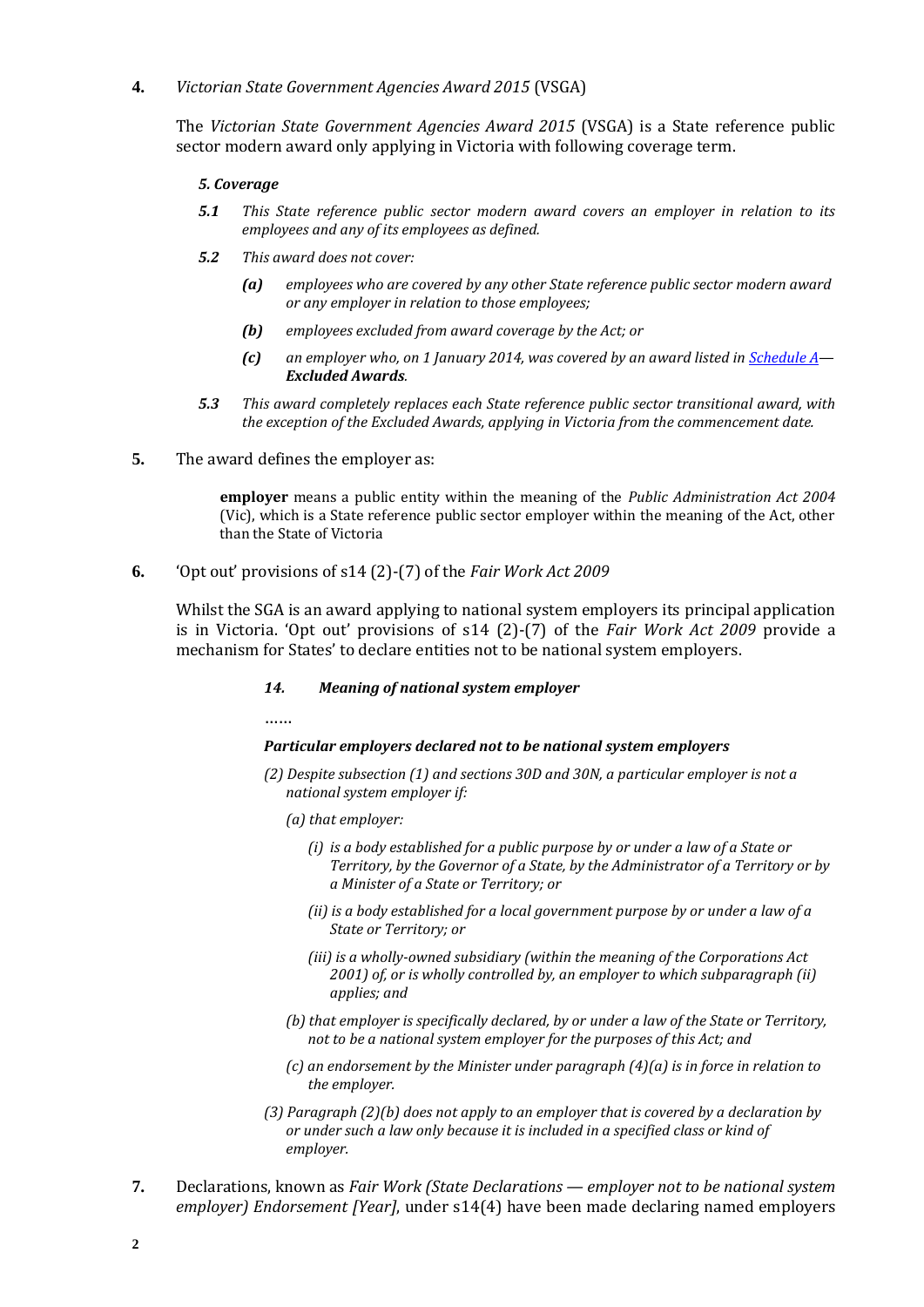**4.** *Victorian State Government Agencies Award 2015* (VSGA)

The *Victorian State Government Agencies Award 2015* (VSGA) is a State reference public sector modern award only applying in Victoria with following coverage term.

> ***5. Coverage***
>
> ***5.1*** *This State reference public sector modern award covers an employer in relation to its employees and any of its employees as defined.*
>
> ***5.2*** *This award does not cover:*
>
> > ***(a)*** *employees who are covered by any other State reference public sector modern award or any employer in relation to those employees;*
> >
> > ***(b)*** *employees excluded from award coverage by the Act; or*
> >
> > ***(c)*** *an employer who, on 1 January 2014, was covered by an award listed in Schedule A—**Excluded Awards**.*
>
> ***5.3*** *This award completely replaces each State reference public sector transitional award, with the exception of the Excluded Awards, applying in Victoria from the commencement date.*

**5.** The award defines the employer as:

> **employer** means a public entity within the meaning of the *Public Administration Act 2004* (Vic), which is a State reference public sector employer within the meaning of the Act, other than the State of Victoria

**6.** 'Opt out' provisions of s14 (2)-(7) of the *Fair Work Act 2009*

Whilst the SGA is an award applying to national system employers its principal application is in Victoria. 'Opt out' provisions of s14 (2)-(7) of the *Fair Work Act 2009* provide a mechanism for States' to declare entities not to be national system employers.

> ***14. Meaning of national system employer***
>
> ……
>
> ***Particular employers declared not to be national system employers***
>
> *(2) Despite subsection (1) and sections 30D and 30N, a particular employer is not a national system employer if:*
>
> > *(a) that employer:*
> >
> > > *(i) is a body established for a public purpose by or under a law of a State or Territory, by the Governor of a State, by the Administrator of a Territory or by a Minister of a State or Territory; or*
> > >
> > > *(ii) is a body established for a local government purpose by or under a law of a State or Territory; or*
> > >
> > > *(iii) is a wholly-owned subsidiary (within the meaning of the Corporations Act 2001) of, or is wholly controlled by, an employer to which subparagraph (ii) applies; and*
> >
> > *(b) that employer is specifically declared, by or under a law of the State or Territory, not to be a national system employer for the purposes of this Act; and*
> >
> > *(c) an endorsement by the Minister under paragraph (4)(a) is in force in relation to the employer.*
>
> *(3) Paragraph (2)(b) does not apply to an employer that is covered by a declaration by or under such a law only because it is included in a specified class or kind of employer.*

**7.** Declarations, known as *Fair Work (State Declarations — employer not to be national system employer) Endorsement [Year]*, under s14(4) have been made declaring named employers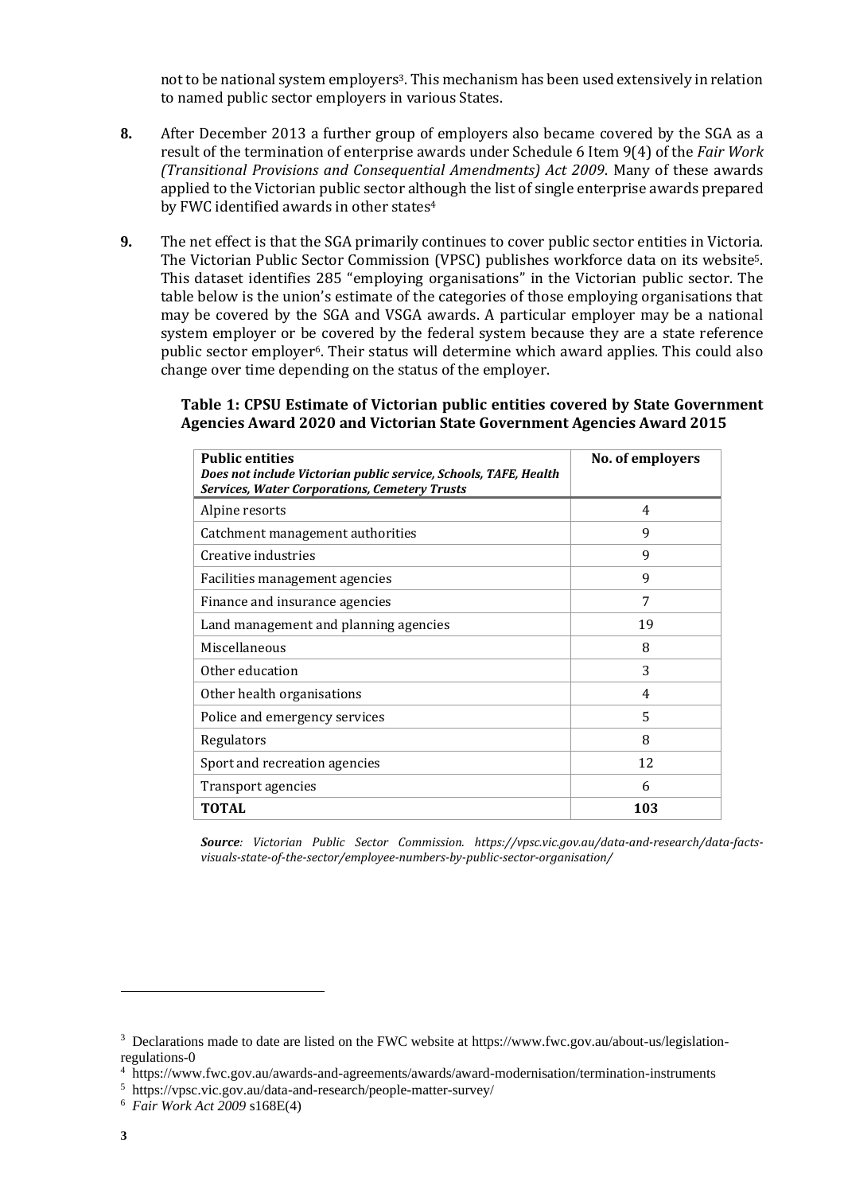not to be national system employers[3]. This mechanism has been used extensively in relation to named public sector employers in various States.

**8.** After December 2013 a further group of employers also became covered by the SGA as a result of the termination of enterprise awards under Schedule 6 Item 9(4) of the *Fair Work (Transitional Provisions and Consequential Amendments) Act 2009*. Many of these awards applied to the Victorian public sector although the list of single enterprise awards prepared by FWC identified awards in other states[4]

**9.** The net effect is that the SGA primarily continues to cover public sector entities in Victoria. The Victorian Public Sector Commission (VPSC) publishes workforce data on its website[5]. This dataset identifies 285 "employing organisations" in the Victorian public sector. The table below is the union's estimate of the categories of those employing organisations that may be covered by the SGA and VSGA awards. A particular employer may be a national system employer or be covered by the federal system because they are a state reference public sector employer[6]. Their status will determine which award applies. This could also change over time depending on the status of the employer.

**Table 1: CPSU Estimate of Victorian public entities covered by State Government Agencies Award 2020 and Victorian State Government Agencies Award 2015**

| **Public entities** ***Does not include Victorian public service, Schools, TAFE, Health Services, Water Corporations, Cemetery Trusts*** | **No. of employers** |
|---|---|
| Alpine resorts | 4 |
| Catchment management authorities | 9 |
| Creative industries | 9 |
| Facilities management agencies | 9 |
| Finance and insurance agencies | 7 |
| Land management and planning agencies | 19 |
| Miscellaneous | 8 |
| Other education | 3 |
| Other health organisations | 4 |
| Police and emergency services | 5 |
| Regulators | 8 |
| Sport and recreation agencies | 12 |
| Transport agencies | 6 |
| **TOTAL** | **103** |

***Source****: Victorian Public Sector Commission. https://vpsc.vic.gov.au/data-and-research/data-facts-visuals-state-of-the-sector/employee-numbers-by-public-sector-organisation/*

---

[3] Declarations made to date are listed on the FWC website at https://www.fwc.gov.au/about-us/legislation-regulations-0

[4] https://www.fwc.gov.au/awards-and-agreements/awards/award-modernisation/termination-instruments

[5] https://vpsc.vic.gov.au/data-and-research/people-matter-survey/

[6] *Fair Work Act 2009* s168E(4)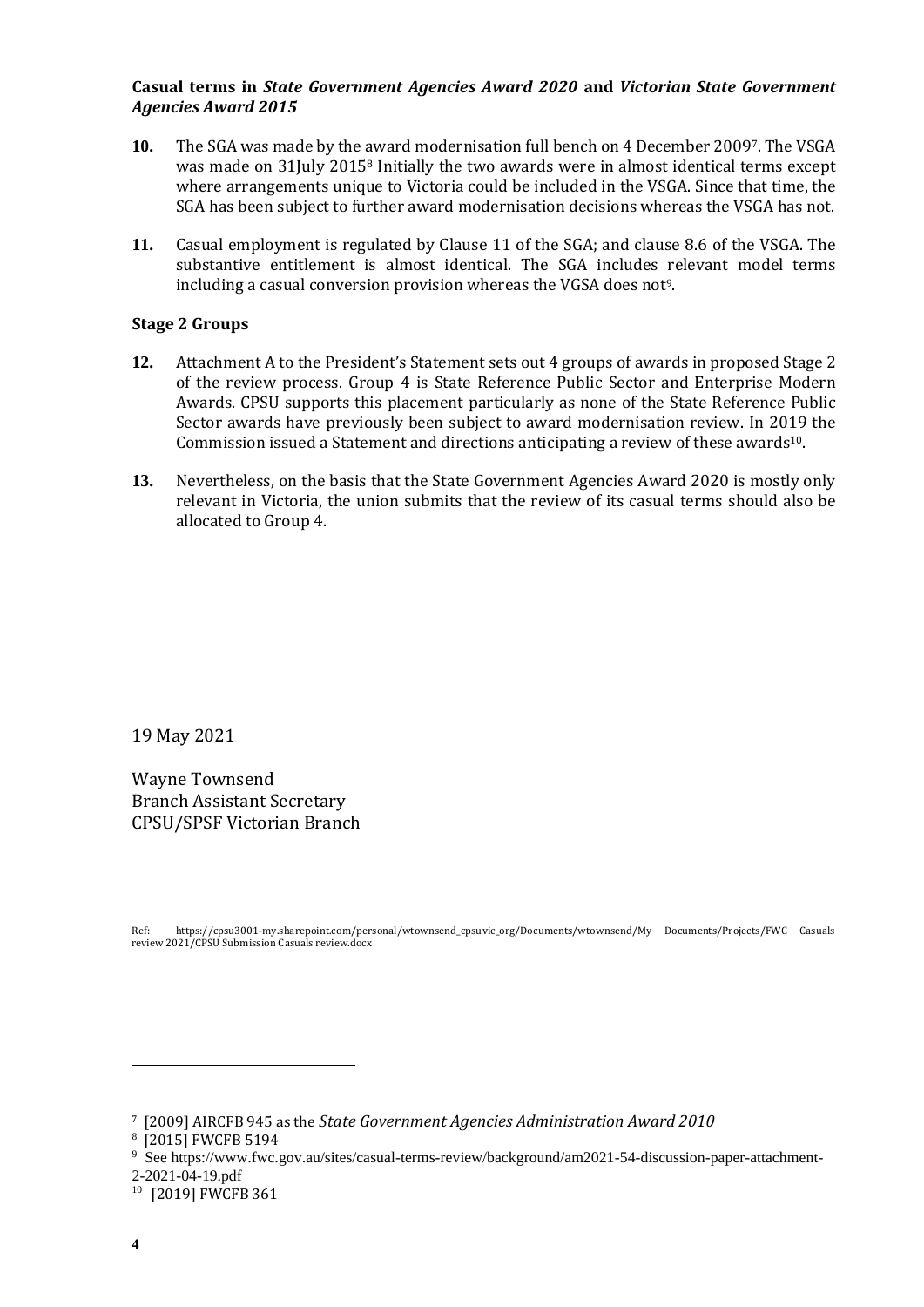**Casual terms in *State Government Agencies Award 2020* and *Victorian State Government Agencies Award 2015***

**10.** The SGA was made by the award modernisation full bench on 4 December 2009[7]. The VSGA was made on 31July 2015[8] Initially the two awards were in almost identical terms except where arrangements unique to Victoria could be included in the VSGA. Since that time, the SGA has been subject to further award modernisation decisions whereas the VSGA has not.

**11.** Casual employment is regulated by Clause 11 of the SGA; and clause 8.6 of the VSGA. The substantive entitlement is almost identical. The SGA includes relevant model terms including a casual conversion provision whereas the VGSA does not[9].

**Stage 2 Groups**

**12.** Attachment A to the President's Statement sets out 4 groups of awards in proposed Stage 2 of the review process. Group 4 is State Reference Public Sector and Enterprise Modern Awards. CPSU supports this placement particularly as none of the State Reference Public Sector awards have previously been subject to award modernisation review. In 2019 the Commission issued a Statement and directions anticipating a review of these awards[10].

**13.** Nevertheless, on the basis that the State Government Agencies Award 2020 is mostly only relevant in Victoria, the union submits that the review of its casual terms should also be allocated to Group 4.

19 May 2021

Wayne Townsend
Branch Assistant Secretary
CPSU/SPSF Victorian Branch

Ref: https://cpsu3001-my.sharepoint.com/personal/wtownsend_cpsuvic_org/Documents/wtownsend/My Documents/Projects/FWC Casuals review 2021/CPSU Submission Casuals review.docx

---

[7] [2009] AIRCFB 945 as the *State Government Agencies Administration Award 2010*

[8] [2015] FWCFB 5194

[9] See https://www.fwc.gov.au/sites/casual-terms-review/background/am2021-54-discussion-paper-attachment-2-2021-04-19.pdf

[10] [2019] FWCFB 361